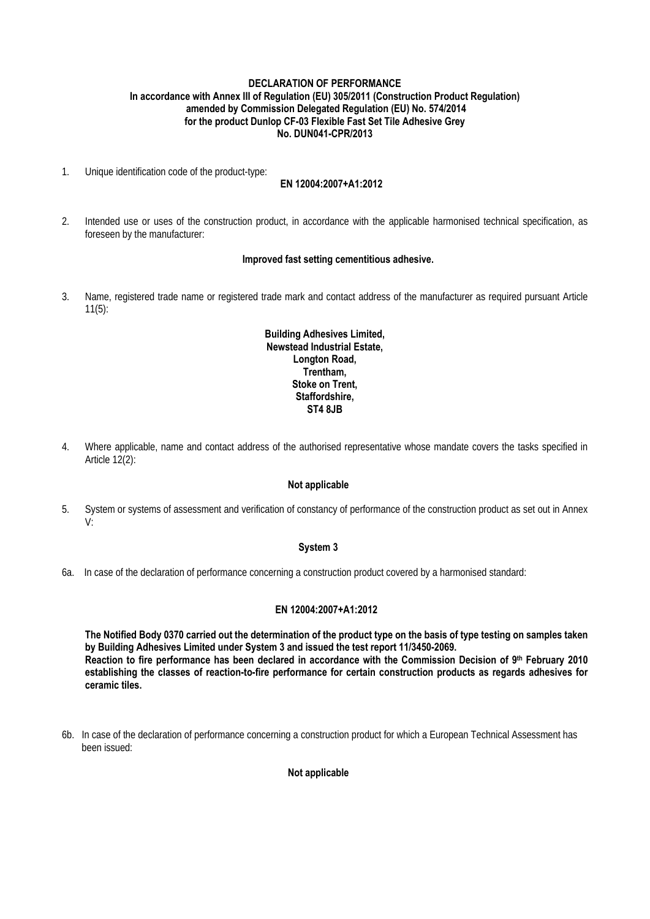# DECLARATION OF PERFORMANCE

**In accordance with Annex III of Regulation (EU) 305/2011 (Construction Product Regulation) amended by Commission Delegated Regulation (EU) No. 574/2014 for the product Dunlop CF-03 Flexible Fast Set Tile Adhesive Grey No. DUN041-CPR/2013**

1. Unique identification code of the product-type:

   **EN 12004:2007+A1:2012**

2. Intended use or uses of the construction product, in accordance with the applicable harmonised technical specification, as foreseen by the manufacturer:

   **Improved fast setting cementitious adhesive.**

3. Name, registered trade name or registered trade mark and contact address of the manufacturer as required pursuant Article 11(5):

   **Building Adhesives Limited,**
   **Newstead Industrial Estate,**
   **Longton Road,**
   **Trentham,**
   **Stoke on Trent,**
   **Staffordshire,**
   **ST4 8JB**

4. Where applicable, name and contact address of the authorised representative whose mandate covers the tasks specified in Article 12(2):

   **Not applicable**

5. System or systems of assessment and verification of constancy of performance of the construction product as set out in Annex V:

   **System 3**

6a. In case of the declaration of performance concerning a construction product covered by a harmonised standard:

   **EN 12004:2007+A1:2012**

   **The Notified Body 0370 carried out the determination of the product type on the basis of type testing on samples taken by Building Adhesives Limited under System 3 and issued the test report 11/3450-2069.**
   **Reaction to fire performance has been declared in accordance with the Commission Decision of 9th February 2010 establishing the classes of reaction-to-fire performance for certain construction products as regards adhesives for ceramic tiles.**

6b. In case of the declaration of performance concerning a construction product for which a European Technical Assessment has been issued:

   **Not applicable**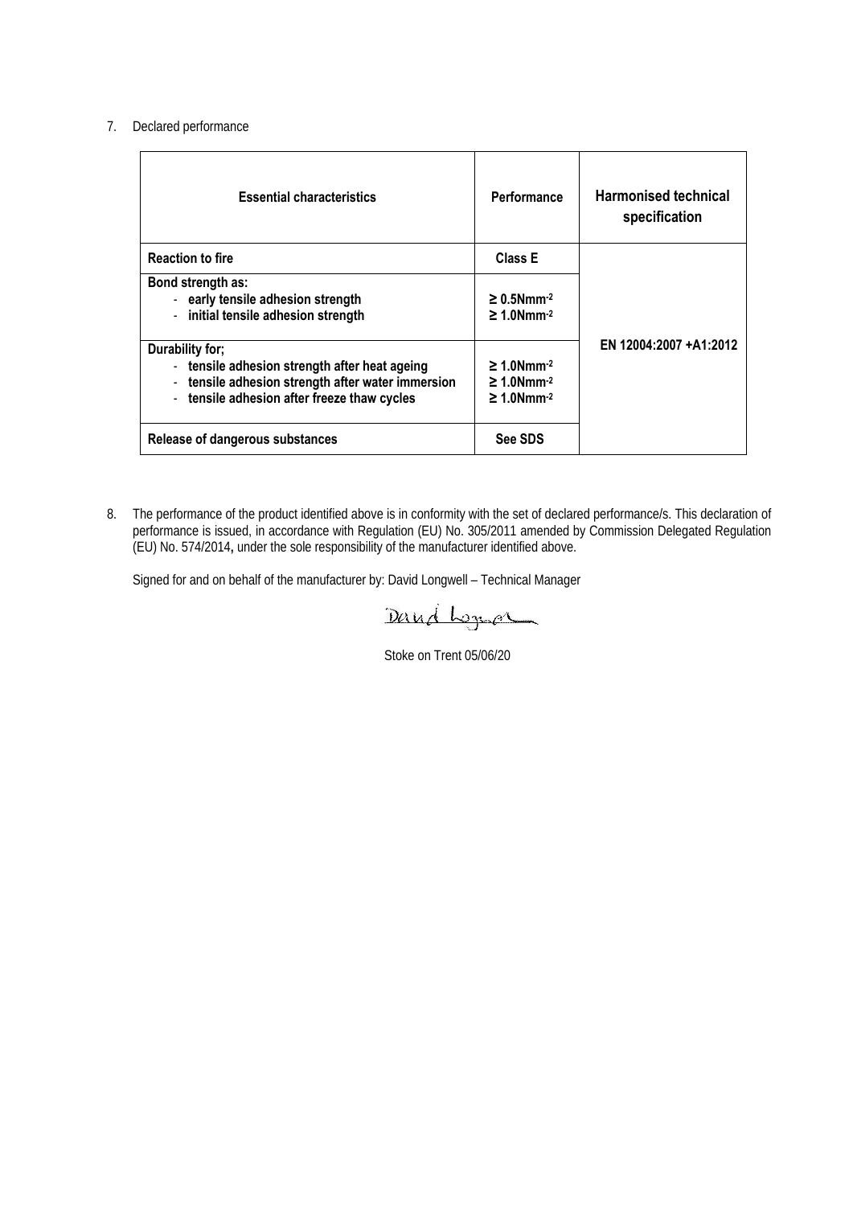7. Declared performance

| Essential characteristics | Performance | Harmonised technical specification |
|---|---|---|
| **Reaction to fire** | **Class E** | **EN 12004:2007 +A1:2012** |
| **Bond strength as:**<br>- **early tensile adhesion strength**<br>- **initial tensile adhesion strength** | **≥ 0.5Nmm$^{-2}$**<br>**≥ 1.0Nmm$^{-2}$** | |
| **Durability for;**<br>- **tensile adhesion strength after heat ageing**<br>- **tensile adhesion strength after water immersion**<br>- **tensile adhesion after freeze thaw cycles** | **≥ 1.0Nmm$^{-2}$**<br>**≥ 1.0Nmm$^{-2}$**<br>**≥ 1.0Nmm$^{-2}$** | |
| **Release of dangerous substances** | **See SDS** | |

8. The performance of the product identified above is in conformity with the set of declared performance/s. This declaration of performance is issued, in accordance with Regulation (EU) No. 305/2011 amended by Commission Delegated Regulation (EU) No. 574/2014**,** under the sole responsibility of the manufacturer identified above.

Signed for and on behalf of the manufacturer by: David Longwell – Technical Manager

Stoke on Trent 05/06/20